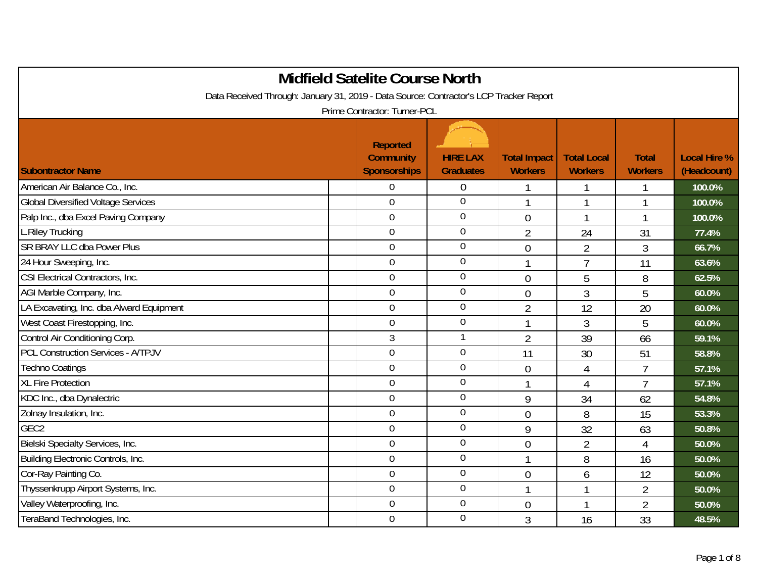# Midfield Satelite Course North

Data Received Through: January 31, 2019 - Data Source: Contractor's LCP Tracker Report

Prime Contractor: Turner-PCL

| Subontractor Name | Reported Community Sponsorships | HIRE LAX Graduates | Total Impact Workers | Total Local Workers | Total Workers | Local Hire % (Headcount) |
|---|---|---|---|---|---|---|
| American Air Balance Co., Inc. | 0 | 0 | 1 | 1 | 1 | 100.0% |
| Global Diversified Voltage Services | 0 | 0 | 1 | 1 | 1 | 100.0% |
| Palp Inc., dba Excel Paving Company | 0 | 0 | 0 | 1 | 1 | 100.0% |
| L.Riley Trucking | 0 | 0 | 2 | 24 | 31 | 77.4% |
| SR BRAY LLC dba Power Plus | 0 | 0 | 0 | 2 | 3 | 66.7% |
| 24 Hour Sweeping, Inc. | 0 | 0 | 1 | 7 | 11 | 63.6% |
| CSI Electrical Contractors, Inc. | 0 | 0 | 0 | 5 | 8 | 62.5% |
| AGI Marble Company, Inc. | 0 | 0 | 0 | 3 | 5 | 60.0% |
| LA Excavating, Inc. dba Alward Equipment | 0 | 0 | 2 | 12 | 20 | 60.0% |
| West Coast Firestopping, Inc. | 0 | 0 | 1 | 3 | 5 | 60.0% |
| Control Air Conditioning Corp. | 3 | 1 | 2 | 39 | 66 | 59.1% |
| PCL Construction Services - A/TPJV | 0 | 0 | 11 | 30 | 51 | 58.8% |
| Techno Coatings | 0 | 0 | 0 | 4 | 7 | 57.1% |
| XL Fire Protection | 0 | 0 | 1 | 4 | 7 | 57.1% |
| KDC Inc., dba Dynalectric | 0 | 0 | 9 | 34 | 62 | 54.8% |
| Zolnay Insulation, Inc. | 0 | 0 | 0 | 8 | 15 | 53.3% |
| GEC2 | 0 | 0 | 9 | 32 | 63 | 50.8% |
| Bielski Specialty Services, Inc. | 0 | 0 | 0 | 2 | 4 | 50.0% |
| Building Electronic Controls, Inc. | 0 | 0 | 1 | 8 | 16 | 50.0% |
| Cor-Ray Painting Co. | 0 | 0 | 0 | 6 | 12 | 50.0% |
| Thyssenkrupp Airport Systems, Inc. | 0 | 0 | 1 | 1 | 2 | 50.0% |
| Valley Waterproofing, Inc. | 0 | 0 | 0 | 1 | 2 | 50.0% |
| TeraBand Technologies, Inc. | 0 | 0 | 3 | 16 | 33 | 48.5% |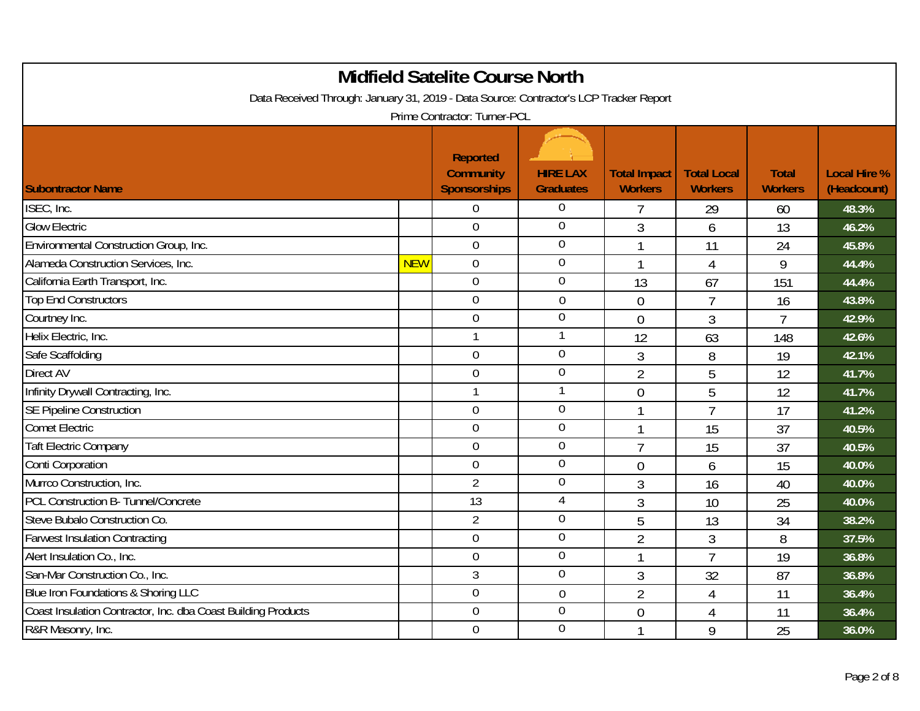# Midfield Satelite Course North

Data Received Through: January 31, 2019 - Data Source: Contractor's LCP Tracker Report

Prime Contractor: Turner-PCL

| Subontractor Name | | Reported Community Sponsorships | HIRE LAX Graduates | Total Impact Workers | Total Local Workers | Total Workers | Local Hire % (Headcount) |
|---|---|---|---|---|---|---|---|
| ISEC, Inc. | | 0 | 0 | 7 | 29 | 60 | 48.3% |
| Glow Electric | | 0 | 0 | 3 | 6 | 13 | 46.2% |
| Environmental Construction Group, Inc. | | 0 | 0 | 1 | 11 | 24 | 45.8% |
| Alameda Construction Services, Inc. | NEW | 0 | 0 | 1 | 4 | 9 | 44.4% |
| California Earth Transport, Inc. | | 0 | 0 | 13 | 67 | 151 | 44.4% |
| Top End Constructors | | 0 | 0 | 0 | 7 | 16 | 43.8% |
| Courtney Inc. | | 0 | 0 | 0 | 3 | 7 | 42.9% |
| Helix Electric, Inc. | | 1 | 1 | 12 | 63 | 148 | 42.6% |
| Safe Scaffolding | | 0 | 0 | 3 | 8 | 19 | 42.1% |
| Direct AV | | 0 | 0 | 2 | 5 | 12 | 41.7% |
| Infinity Drywall Contracting, Inc. | | 1 | 1 | 0 | 5 | 12 | 41.7% |
| SE Pipeline Construction | | 0 | 0 | 1 | 7 | 17 | 41.2% |
| Comet Electric | | 0 | 0 | 1 | 15 | 37 | 40.5% |
| Taft Electric Company | | 0 | 0 | 7 | 15 | 37 | 40.5% |
| Conti Corporation | | 0 | 0 | 0 | 6 | 15 | 40.0% |
| Murrco Construction, Inc. | | 2 | 0 | 3 | 16 | 40 | 40.0% |
| PCL Construction B- Tunnel/Concrete | | 13 | 4 | 3 | 10 | 25 | 40.0% |
| Steve Bubalo Construction Co. | | 2 | 0 | 5 | 13 | 34 | 38.2% |
| Farwest Insulation Contracting | | 0 | 0 | 2 | 3 | 8 | 37.5% |
| Alert Insulation Co., Inc. | | 0 | 0 | 1 | 7 | 19 | 36.8% |
| San-Mar Construction Co., Inc. | | 3 | 0 | 3 | 32 | 87 | 36.8% |
| Blue Iron Foundations & Shoring LLC | | 0 | 0 | 2 | 4 | 11 | 36.4% |
| Coast Insulation Contractor, Inc. dba Coast Building Products | | 0 | 0 | 0 | 4 | 11 | 36.4% |
| R&R Masonry, Inc. | | 0 | 0 | 1 | 9 | 25 | 36.0% |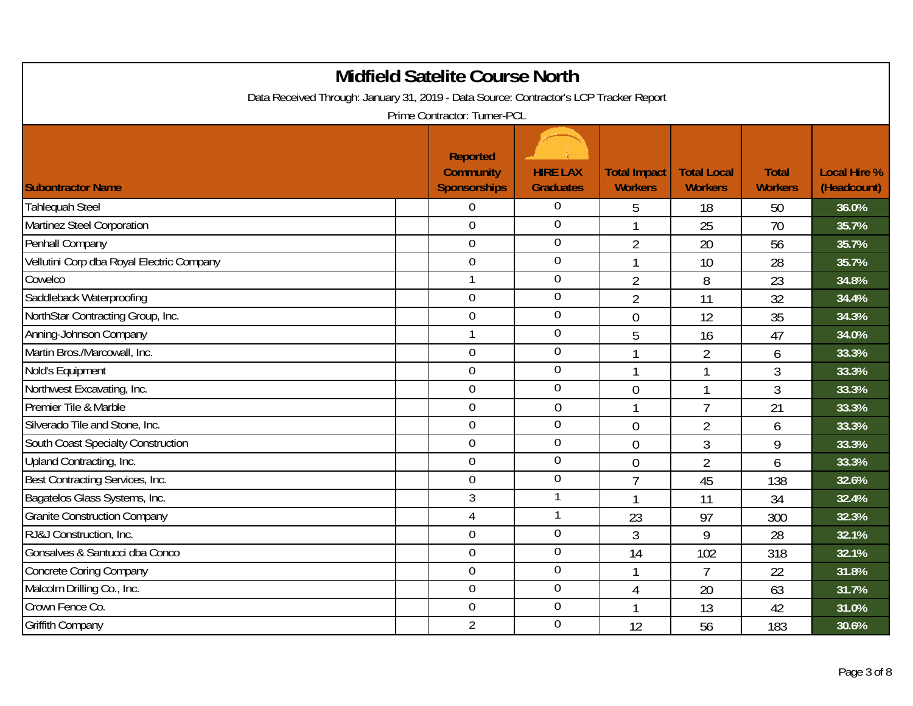# Midfield Satelite Course North

Data Received Through: January 31, 2019 - Data Source: Contractor's LCP Tracker Report

Prime Contractor: Turner-PCL

| Subontractor Name | Reported Community Sponsorships | HIRE LAX Graduates | Total Impact Workers | Total Local Workers | Total Workers | Local Hire % (Headcount) |
|---|---|---|---|---|---|---|
| Tahlequah Steel | 0 | 0 | 5 | 18 | 50 | 36.0% |
| Martinez Steel Corporation | 0 | 0 | 1 | 25 | 70 | 35.7% |
| Penhall Company | 0 | 0 | 2 | 20 | 56 | 35.7% |
| Vellutini Corp dba Royal Electric Company | 0 | 0 | 1 | 10 | 28 | 35.7% |
| Cowelco | 1 | 0 | 2 | 8 | 23 | 34.8% |
| Saddleback Waterproofing | 0 | 0 | 2 | 11 | 32 | 34.4% |
| NorthStar Contracting Group, Inc. | 0 | 0 | 0 | 12 | 35 | 34.3% |
| Anning-Johnson Company | 1 | 0 | 5 | 16 | 47 | 34.0% |
| Martin Bros./Marcowall, Inc. | 0 | 0 | 1 | 2 | 6 | 33.3% |
| Nold's Equipment | 0 | 0 | 1 | 1 | 3 | 33.3% |
| Northwest Excavating, Inc. | 0 | 0 | 0 | 1 | 3 | 33.3% |
| Premier Tile & Marble | 0 | 0 | 1 | 7 | 21 | 33.3% |
| Silverado Tile and Stone, Inc. | 0 | 0 | 0 | 2 | 6 | 33.3% |
| South Coast Specialty Construction | 0 | 0 | 0 | 3 | 9 | 33.3% |
| Upland Contracting, Inc. | 0 | 0 | 0 | 2 | 6 | 33.3% |
| Best Contracting Services, Inc. | 0 | 0 | 7 | 45 | 138 | 32.6% |
| Bagatelos Glass Systems, Inc. | 3 | 1 | 1 | 11 | 34 | 32.4% |
| Granite Construction Company | 4 | 1 | 23 | 97 | 300 | 32.3% |
| RJ&J Construction, Inc. | 0 | 0 | 3 | 9 | 28 | 32.1% |
| Gonsalves & Santucci dba Conco | 0 | 0 | 14 | 102 | 318 | 32.1% |
| Concrete Coring Company | 0 | 0 | 1 | 7 | 22 | 31.8% |
| Malcolm Drilling Co., Inc. | 0 | 0 | 4 | 20 | 63 | 31.7% |
| Crown Fence Co. | 0 | 0 | 1 | 13 | 42 | 31.0% |
| Griffith Company | 2 | 0 | 12 | 56 | 183 | 30.6% |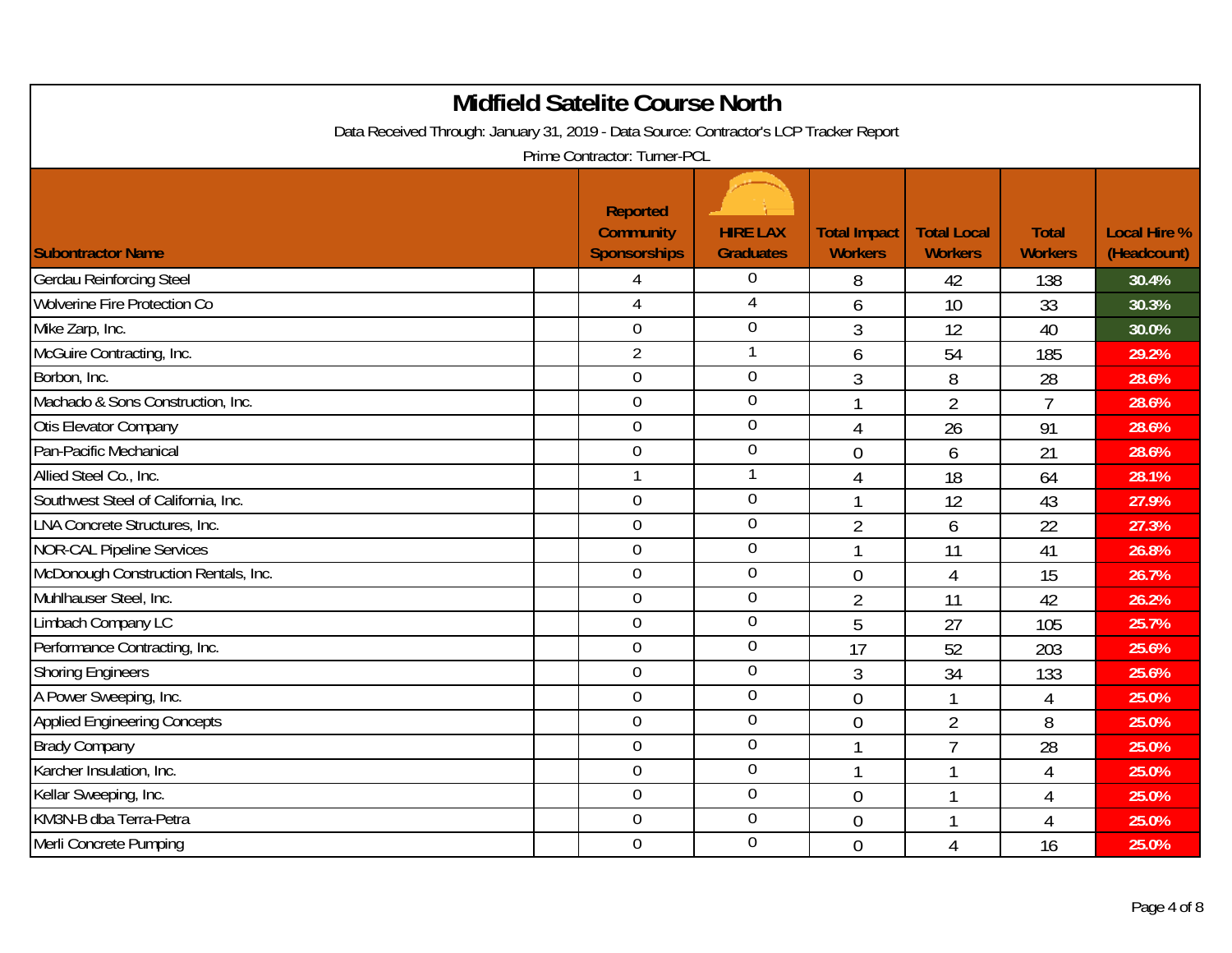# Midfield Satelite Course North

Data Received Through: January 31, 2019 - Data Source: Contractor's LCP Tracker Report

Prime Contractor: Turner-PCL

| Subontractor Name | Reported Community Sponsorships | HIRE LAX Graduates | Total Impact Workers | Total Local Workers | Total Workers | Local Hire % (Headcount) |
|---|---|---|---|---|---|---|
| Gerdau Reinforcing Steel | 4 | 0 | 8 | 42 | 138 | 30.4% |
| Wolverine Fire Protection Co | 4 | 4 | 6 | 10 | 33 | 30.3% |
| Mike Zarp, Inc. | 0 | 0 | 3 | 12 | 40 | 30.0% |
| McGuire Contracting, Inc. | 2 | 1 | 6 | 54 | 185 | 29.2% |
| Borbon, Inc. | 0 | 0 | 3 | 8 | 28 | 28.6% |
| Machado & Sons Construction, Inc. | 0 | 0 | 1 | 2 | 7 | 28.6% |
| Otis Elevator Company | 0 | 0 | 4 | 26 | 91 | 28.6% |
| Pan-Pacific Mechanical | 0 | 0 | 0 | 6 | 21 | 28.6% |
| Allied Steel Co., Inc. | 1 | 1 | 4 | 18 | 64 | 28.1% |
| Southwest Steel of California, Inc. | 0 | 0 | 1 | 12 | 43 | 27.9% |
| LNA Concrete Structures, Inc. | 0 | 0 | 2 | 6 | 22 | 27.3% |
| NOR-CAL Pipeline Services | 0 | 0 | 1 | 11 | 41 | 26.8% |
| McDonough Construction Rentals, Inc. | 0 | 0 | 0 | 4 | 15 | 26.7% |
| Muhlhauser Steel, Inc. | 0 | 0 | 2 | 11 | 42 | 26.2% |
| Limbach Company LC | 0 | 0 | 5 | 27 | 105 | 25.7% |
| Performance Contracting, Inc. | 0 | 0 | 17 | 52 | 203 | 25.6% |
| Shoring Engineers | 0 | 0 | 3 | 34 | 133 | 25.6% |
| A Power Sweeping, Inc. | 0 | 0 | 0 | 1 | 4 | 25.0% |
| Applied Engineering Concepts | 0 | 0 | 0 | 2 | 8 | 25.0% |
| Brady Company | 0 | 0 | 1 | 7 | 28 | 25.0% |
| Karcher Insulation, Inc. | 0 | 0 | 1 | 1 | 4 | 25.0% |
| Kellar Sweeping, Inc. | 0 | 0 | 0 | 1 | 4 | 25.0% |
| KM3N-B dba Terra-Petra | 0 | 0 | 0 | 1 | 4 | 25.0% |
| Merli Concrete Pumping | 0 | 0 | 0 | 4 | 16 | 25.0% |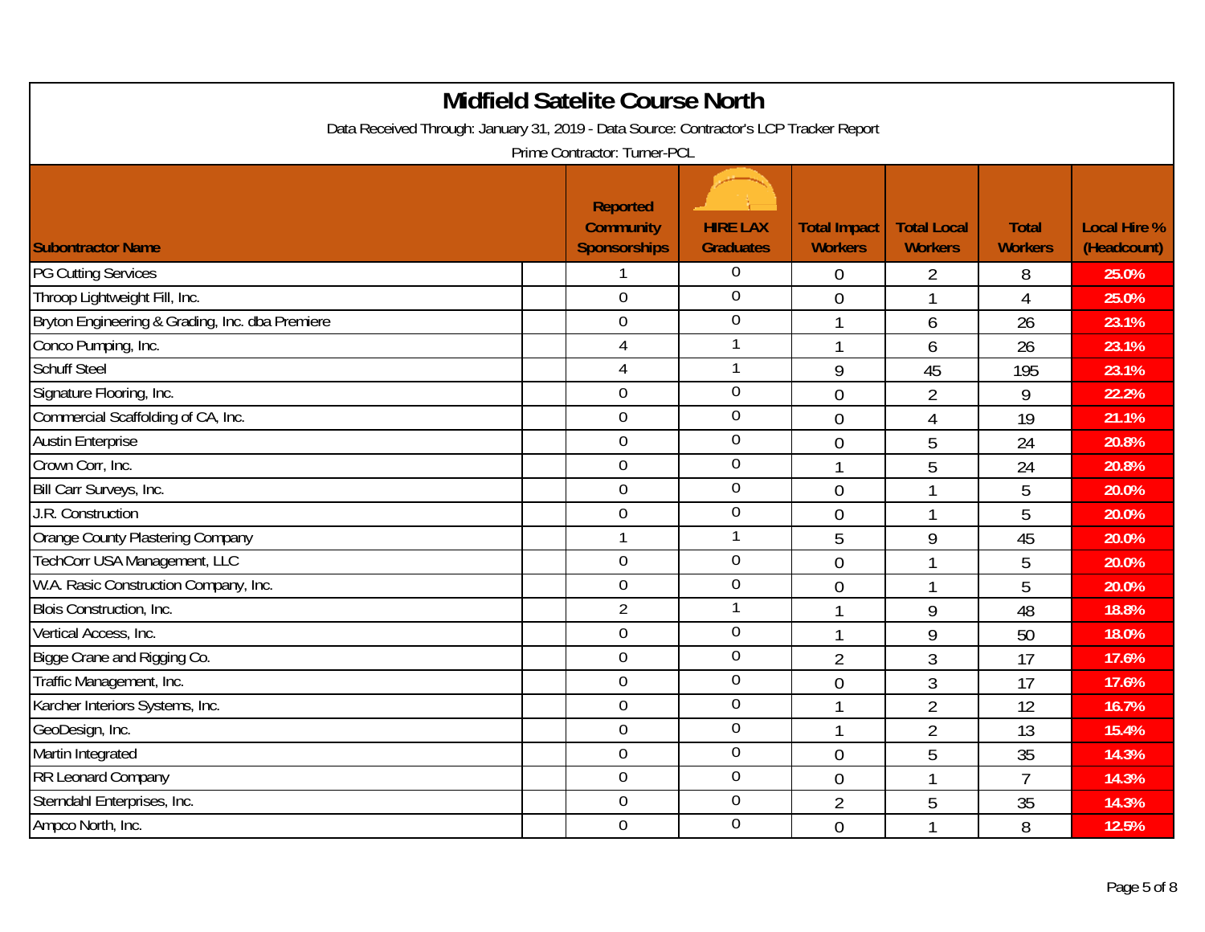# Midfield Satelite Course North

Data Received Through: January 31, 2019 - Data Source: Contractor's LCP Tracker Report

Prime Contractor: Turner-PCL

| Subontractor Name | Reported Community Sponsorships | HIRE LAX Graduates | Total Impact Workers | Total Local Workers | Total Workers | Local Hire % (Headcount) |
|---|---|---|---|---|---|---|
| PG Cutting Services | 1 | 0 | 0 | 2 | 8 | 25.0% |
| Throop Lightweight Fill, Inc. | 0 | 0 | 0 | 1 | 4 | 25.0% |
| Bryton Engineering & Grading, Inc. dba Premiere | 0 | 0 | 1 | 6 | 26 | 23.1% |
| Conco Pumping, Inc. | 4 | 1 | 1 | 6 | 26 | 23.1% |
| Schuff Steel | 4 | 1 | 9 | 45 | 195 | 23.1% |
| Signature Flooring, Inc. | 0 | 0 | 0 | 2 | 9 | 22.2% |
| Commercial Scaffolding of CA, Inc. | 0 | 0 | 0 | 4 | 19 | 21.1% |
| Austin Enterprise | 0 | 0 | 0 | 5 | 24 | 20.8% |
| Crown Corr, Inc. | 0 | 0 | 1 | 5 | 24 | 20.8% |
| Bill Carr Surveys, Inc. | 0 | 0 | 0 | 1 | 5 | 20.0% |
| J.R. Construction | 0 | 0 | 0 | 1 | 5 | 20.0% |
| Orange County Plastering Company | 1 | 1 | 5 | 9 | 45 | 20.0% |
| TechCorr USA Management, LLC | 0 | 0 | 0 | 1 | 5 | 20.0% |
| W.A. Rasic Construction Company, Inc. | 0 | 0 | 0 | 1 | 5 | 20.0% |
| Blois Construction, Inc. | 2 | 1 | 1 | 9 | 48 | 18.8% |
| Vertical Access, Inc. | 0 | 0 | 1 | 9 | 50 | 18.0% |
| Bigge Crane and Rigging Co. | 0 | 0 | 2 | 3 | 17 | 17.6% |
| Traffic Management, Inc. | 0 | 0 | 0 | 3 | 17 | 17.6% |
| Karcher Interiors Systems, Inc. | 0 | 0 | 1 | 2 | 12 | 16.7% |
| GeoDesign, Inc. | 0 | 0 | 1 | 2 | 13 | 15.4% |
| Martin Integrated | 0 | 0 | 0 | 5 | 35 | 14.3% |
| RR Leonard Company | 0 | 0 | 0 | 1 | 7 | 14.3% |
| Sterndahl Enterprises, Inc. | 0 | 0 | 2 | 5 | 35 | 14.3% |
| Ampco North, Inc. | 0 | 0 | 0 | 1 | 8 | 12.5% |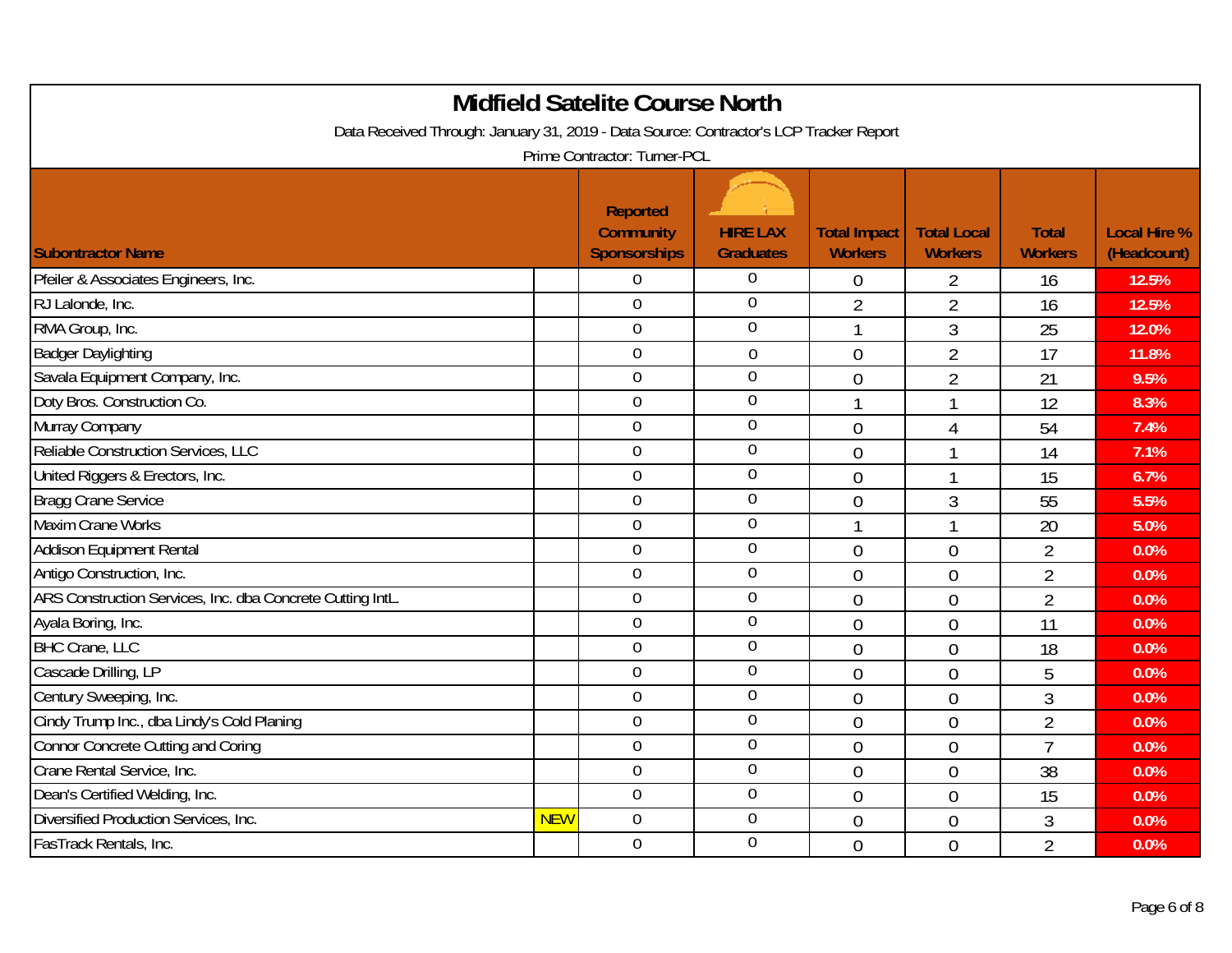# Midfield Satelite Course North

Data Received Through: January 31, 2019 - Data Source: Contractor's LCP Tracker Report

Prime Contractor: Turner-PCL

| Subontractor Name | | Reported Community Sponsorships | HIRE LAX Graduates | Total Impact Workers | Total Local Workers | Total Workers | Local Hire % (Headcount) |
|---|---|---|---|---|---|---|---|
| Pfeiler & Associates Engineers, Inc. | | 0 | 0 | 0 | 2 | 16 | 12.5% |
| RJ Lalonde, Inc. | | 0 | 0 | 2 | 2 | 16 | 12.5% |
| RMA Group, Inc. | | 0 | 0 | 1 | 3 | 25 | 12.0% |
| Badger Daylighting | | 0 | 0 | 0 | 2 | 17 | 11.8% |
| Savala Equipment Company, Inc. | | 0 | 0 | 0 | 2 | 21 | 9.5% |
| Doty Bros. Construction Co. | | 0 | 0 | 1 | 1 | 12 | 8.3% |
| Murray Company | | 0 | 0 | 0 | 4 | 54 | 7.4% |
| Reliable Construction Services, LLC | | 0 | 0 | 0 | 1 | 14 | 7.1% |
| United Riggers & Erectors, Inc. | | 0 | 0 | 0 | 1 | 15 | 6.7% |
| Bragg Crane Service | | 0 | 0 | 0 | 3 | 55 | 5.5% |
| Maxim Crane Works | | 0 | 0 | 1 | 1 | 20 | 5.0% |
| Addison Equipment Rental | | 0 | 0 | 0 | 0 | 2 | 0.0% |
| Antigo Construction, Inc. | | 0 | 0 | 0 | 0 | 2 | 0.0% |
| ARS Construction Services, Inc. dba Concrete Cutting IntL. | | 0 | 0 | 0 | 0 | 2 | 0.0% |
| Ayala Boring, Inc. | | 0 | 0 | 0 | 0 | 11 | 0.0% |
| BHC Crane, LLC | | 0 | 0 | 0 | 0 | 18 | 0.0% |
| Cascade Drilling, LP | | 0 | 0 | 0 | 0 | 5 | 0.0% |
| Century Sweeping, Inc. | | 0 | 0 | 0 | 0 | 3 | 0.0% |
| Cindy Trump Inc., dba Lindy's Cold Planing | | 0 | 0 | 0 | 0 | 2 | 0.0% |
| Connor Concrete Cutting and Coring | | 0 | 0 | 0 | 0 | 7 | 0.0% |
| Crane Rental Service, Inc. | | 0 | 0 | 0 | 0 | 38 | 0.0% |
| Dean's Certified Welding, Inc. | | 0 | 0 | 0 | 0 | 15 | 0.0% |
| Diversified Production Services, Inc. | NEW | 0 | 0 | 0 | 0 | 3 | 0.0% |
| FasTrack Rentals, Inc. | | 0 | 0 | 0 | 0 | 2 | 0.0% |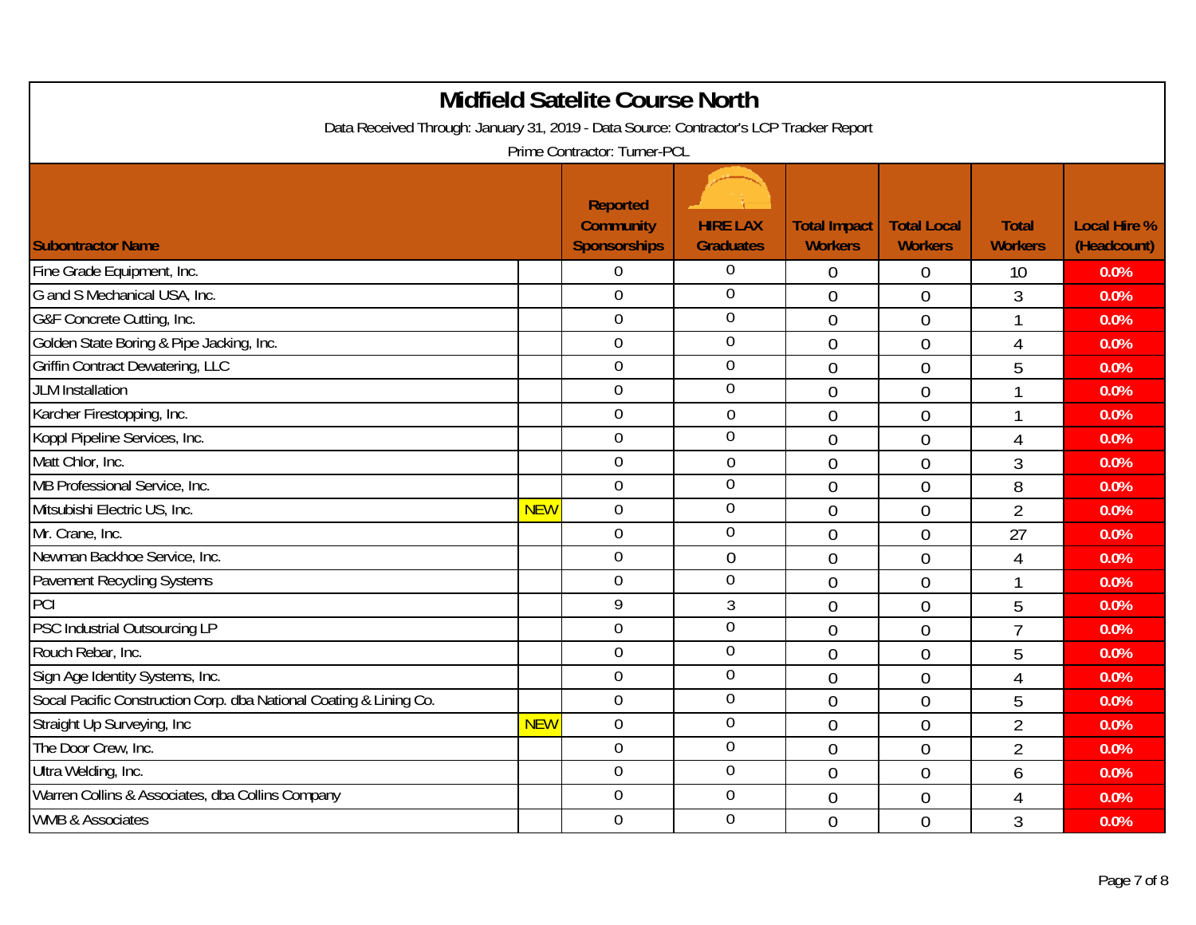# Midfield Satelite Course North

Data Received Through: January 31, 2019 - Data Source: Contractor's LCP Tracker Report

Prime Contractor: Turner-PCL

| Subcontractor Name | | Reported Community Sponsorships | HIRE LAX Graduates | Total Impact Workers | Total Local Workers | Total Workers | Local Hire % (Headcount) |
|---|---|---|---|---|---|---|---|
| Fine Grade Equipment, Inc. | | 0 | 0 | 0 | 0 | 10 | 0.0% |
| G and S Mechanical USA, Inc. | | 0 | 0 | 0 | 0 | 3 | 0.0% |
| G&F Concrete Cutting, Inc. | | 0 | 0 | 0 | 0 | 1 | 0.0% |
| Golden State Boring & Pipe Jacking, Inc. | | 0 | 0 | 0 | 0 | 4 | 0.0% |
| Griffin Contract Dewatering, LLC | | 0 | 0 | 0 | 0 | 5 | 0.0% |
| JLM Installation | | 0 | 0 | 0 | 0 | 1 | 0.0% |
| Karcher Firestopping, Inc. | | 0 | 0 | 0 | 0 | 1 | 0.0% |
| Koppl Pipeline Services, Inc. | | 0 | 0 | 0 | 0 | 4 | 0.0% |
| Matt Chlor, Inc. | | 0 | 0 | 0 | 0 | 3 | 0.0% |
| MB Professional Service, Inc. | | 0 | 0 | 0 | 0 | 8 | 0.0% |
| Mitsubishi Electric US, Inc. | NEW | 0 | 0 | 0 | 0 | 2 | 0.0% |
| Mr. Crane, Inc. | | 0 | 0 | 0 | 0 | 27 | 0.0% |
| Newman Backhoe Service, Inc. | | 0 | 0 | 0 | 0 | 4 | 0.0% |
| Pavement Recycling Systems | | 0 | 0 | 0 | 0 | 1 | 0.0% |
| PCI | | 9 | 3 | 0 | 0 | 5 | 0.0% |
| PSC Industrial Outsourcing LP | | 0 | 0 | 0 | 0 | 7 | 0.0% |
| Rouch Rebar, Inc. | | 0 | 0 | 0 | 0 | 5 | 0.0% |
| Sign Age Identity Systems, Inc. | | 0 | 0 | 0 | 0 | 4 | 0.0% |
| Socal Pacific Construction Corp. dba National Coating & Lining Co. | | 0 | 0 | 0 | 0 | 5 | 0.0% |
| Straight Up Surveying, Inc | NEW | 0 | 0 | 0 | 0 | 2 | 0.0% |
| The Door Crew, Inc. | | 0 | 0 | 0 | 0 | 2 | 0.0% |
| Ultra Welding, Inc. | | 0 | 0 | 0 | 0 | 6 | 0.0% |
| Warren Collins & Associates, dba Collins Company | | 0 | 0 | 0 | 0 | 4 | 0.0% |
| WMB & Associates | | 0 | 0 | 0 | 0 | 3 | 0.0% |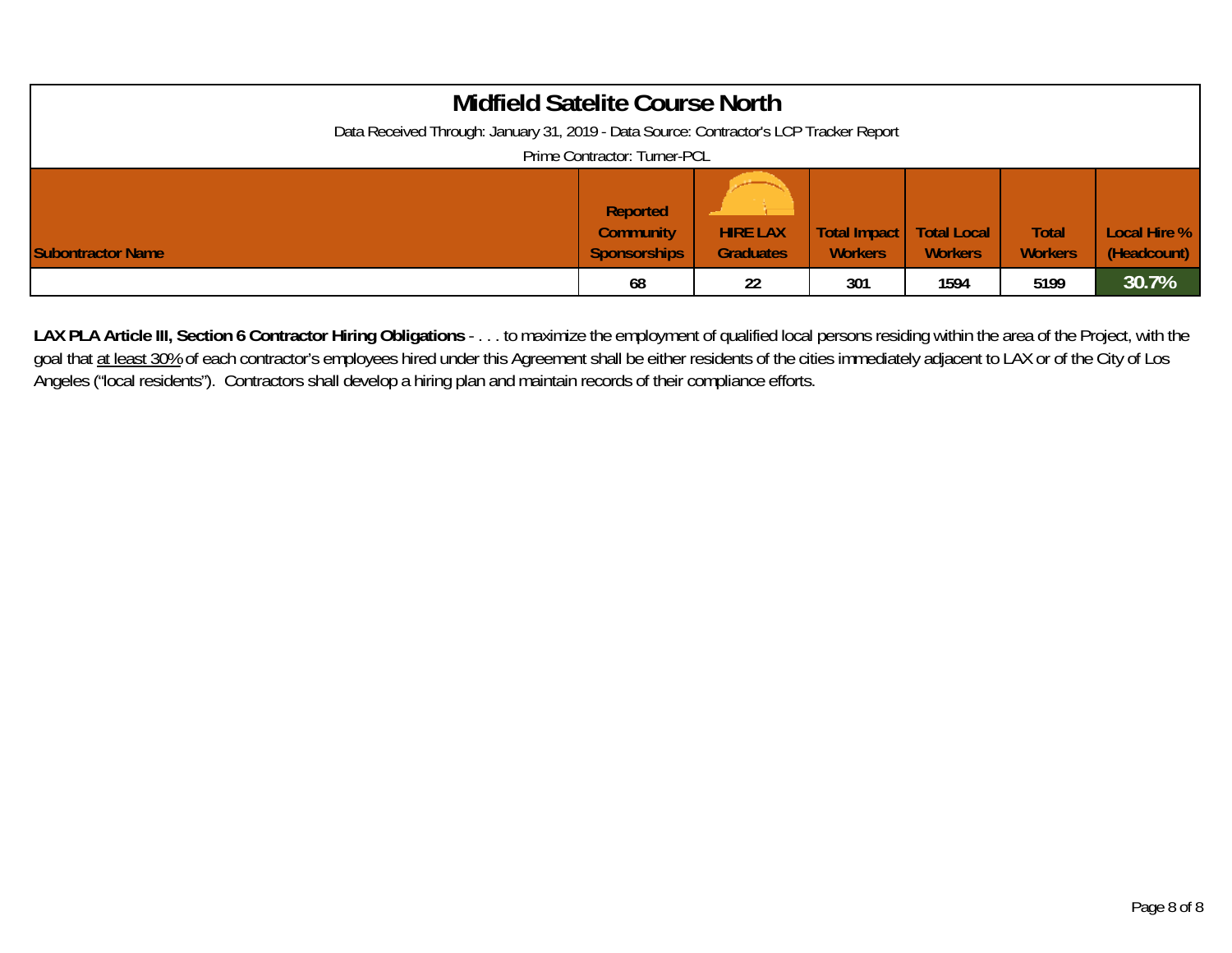# Midfield Satelite Course North

Data Received Through: January 31, 2019 - Data Source: Contractor's LCP Tracker Report

Prime Contractor: Turner-PCL

| Subontractor Name | Reported Community Sponsorships | HIRE LAX Graduates | Total Impact Workers | Total Local Workers | Total Workers | Local Hire % (Headcount) |
|---|---|---|---|---|---|---|
| | 68 | 22 | 301 | 1594 | 5199 | 30.7% |

**LAX PLA Article III, Section 6 Contractor Hiring Obligations** - . . . to maximize the employment of qualified local persons residing within the area of the Project, with the goal that at least 30% of each contractor's employees hired under this Agreement shall be either residents of the cities immediately adjacent to LAX or of the City of Los Angeles ("local residents"). Contractors shall develop a hiring plan and maintain records of their compliance efforts.